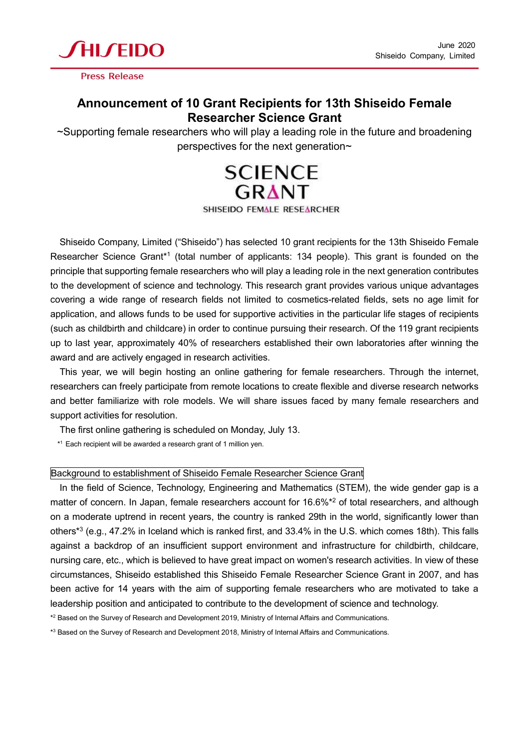Press Release

June 2020
Shiseido Company, Limited

# Announcement of 10 Grant Recipients for 13th Shiseido Female Researcher Science Grant

~Supporting female researchers who will play a leading role in the future and broadening perspectives for the next generation~

SCIENCE GRANT
SHISEIDO FEMALE RESEARCHER

Shiseido Company, Limited ("Shiseido") has selected 10 grant recipients for the 13th Shiseido Female Researcher Science Grant*[1] (total number of applicants: 134 people). This grant is founded on the principle that supporting female researchers who will play a leading role in the next generation contributes to the development of science and technology. This research grant provides various unique advantages covering a wide range of research fields not limited to cosmetics-related fields, sets no age limit for application, and allows funds to be used for supportive activities in the particular life stages of recipients (such as childbirth and childcare) in order to continue pursuing their research. Of the 119 grant recipients up to last year, approximately 40% of researchers established their own laboratories after winning the award and are actively engaged in research activities.

This year, we will begin hosting an online gathering for female researchers. Through the internet, researchers can freely participate from remote locations to create flexible and diverse research networks and better familiarize with role models. We will share issues faced by many female researchers and support activities for resolution.

The first online gathering is scheduled on Monday, July 13.

*[1] Each recipient will be awarded a research grant of 1 million yen.

## Background to establishment of Shiseido Female Researcher Science Grant

In the field of Science, Technology, Engineering and Mathematics (STEM), the wide gender gap is a matter of concern. In Japan, female researchers account for 16.6%*[2] of total researchers, and although on a moderate uptrend in recent years, the country is ranked 29th in the world, significantly lower than others*[3] (e.g., 47.2% in Iceland which is ranked first, and 33.4% in the U.S. which comes 18th). This falls against a backdrop of an insufficient support environment and infrastructure for childbirth, childcare, nursing care, etc., which is believed to have great impact on women's research activities. In view of these circumstances, Shiseido established this Shiseido Female Researcher Science Grant in 2007, and has been active for 14 years with the aim of supporting female researchers who are motivated to take a leadership position and anticipated to contribute to the development of science and technology.

*[2] Based on the Survey of Research and Development 2019, Ministry of Internal Affairs and Communications.

*[3] Based on the Survey of Research and Development 2018, Ministry of Internal Affairs and Communications.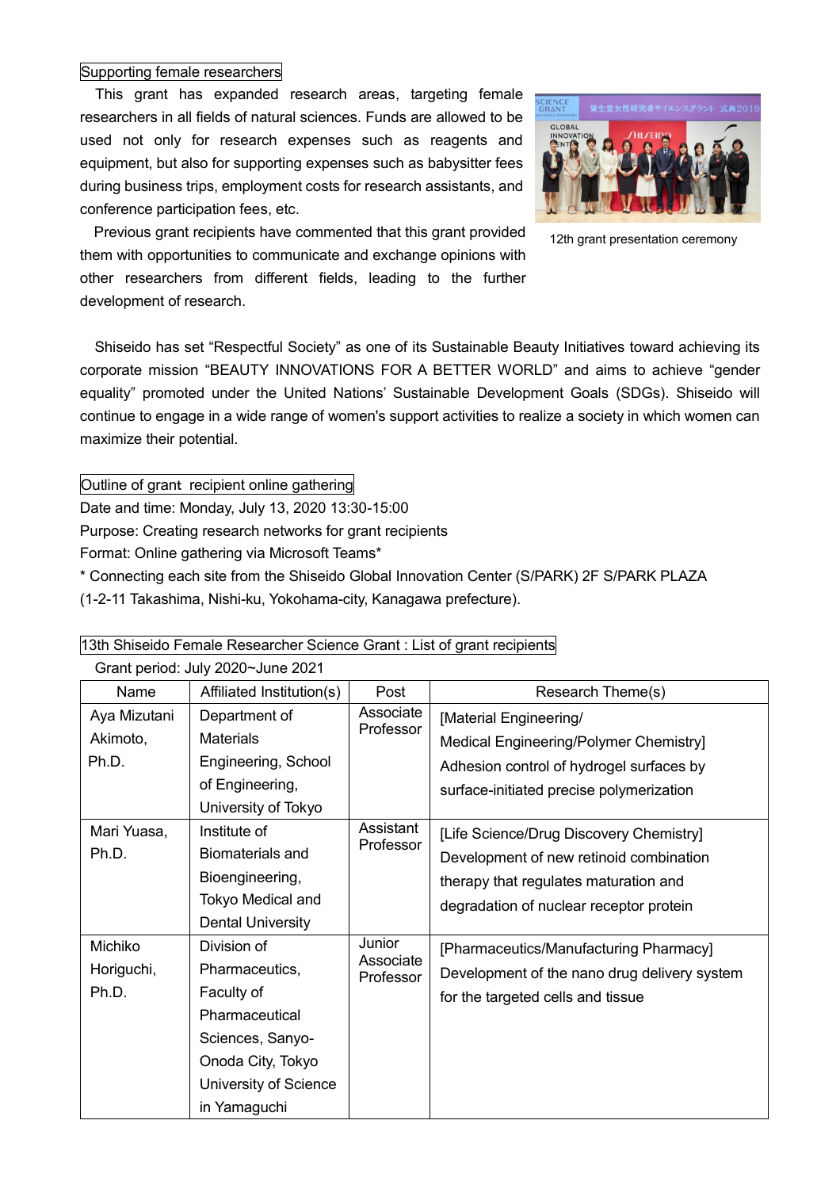Supporting female researchers

This grant has expanded research areas, targeting female researchers in all fields of natural sciences. Funds are allowed to be used not only for research expenses such as reagents and equipment, but also for supporting expenses such as babysitter fees during business trips, employment costs for research assistants, and conference participation fees, etc.

Previous grant recipients have commented that this grant provided them with opportunities to communicate and exchange opinions with other researchers from different fields, leading to the further development of research.

12th grant presentation ceremony

Shiseido has set “Respectful Society” as one of its Sustainable Beauty Initiatives toward achieving its corporate mission “BEAUTY INNOVATIONS FOR A BETTER WORLD” and aims to achieve “gender equality” promoted under the United Nations' Sustainable Development Goals (SDGs). Shiseido will continue to engage in a wide range of women's support activities to realize a society in which women can maximize their potential.

Outline of grant recipient online gathering

Date and time: Monday, July 13, 2020 13:30-15:00
Purpose: Creating research networks for grant recipients
Format: Online gathering via Microsoft Teams*
* Connecting each site from the Shiseido Global Innovation Center (S/PARK) 2F S/PARK PLAZA (1-2-11 Takashima, Nishi-ku, Yokohama-city, Kanagawa prefecture).

13th Shiseido Female Researcher Science Grant : List of grant recipients

Grant period: July 2020~June 2021

| Name | Affiliated Institution(s) | Post | Research Theme(s) |
|---|---|---|---|
| Aya Mizutani Akimoto, Ph.D. | Department of Materials Engineering, School of Engineering, University of Tokyo | Associate Professor | [Material Engineering/ Medical Engineering/Polymer Chemistry] Adhesion control of hydrogel surfaces by surface-initiated precise polymerization |
| Mari Yuasa, Ph.D. | Institute of Biomaterials and Bioengineering, Tokyo Medical and Dental University | Assistant Professor | [Life Science/Drug Discovery Chemistry] Development of new retinoid combination therapy that regulates maturation and degradation of nuclear receptor protein |
| Michiko Horiguchi, Ph.D. | Division of Pharmaceutics, Faculty of Pharmaceutical Sciences, Sanyo-Onoda City, Tokyo University of Science in Yamaguchi | Junior Associate Professor | [Pharmaceutics/Manufacturing Pharmacy] Development of the nano drug delivery system for the targeted cells and tissue |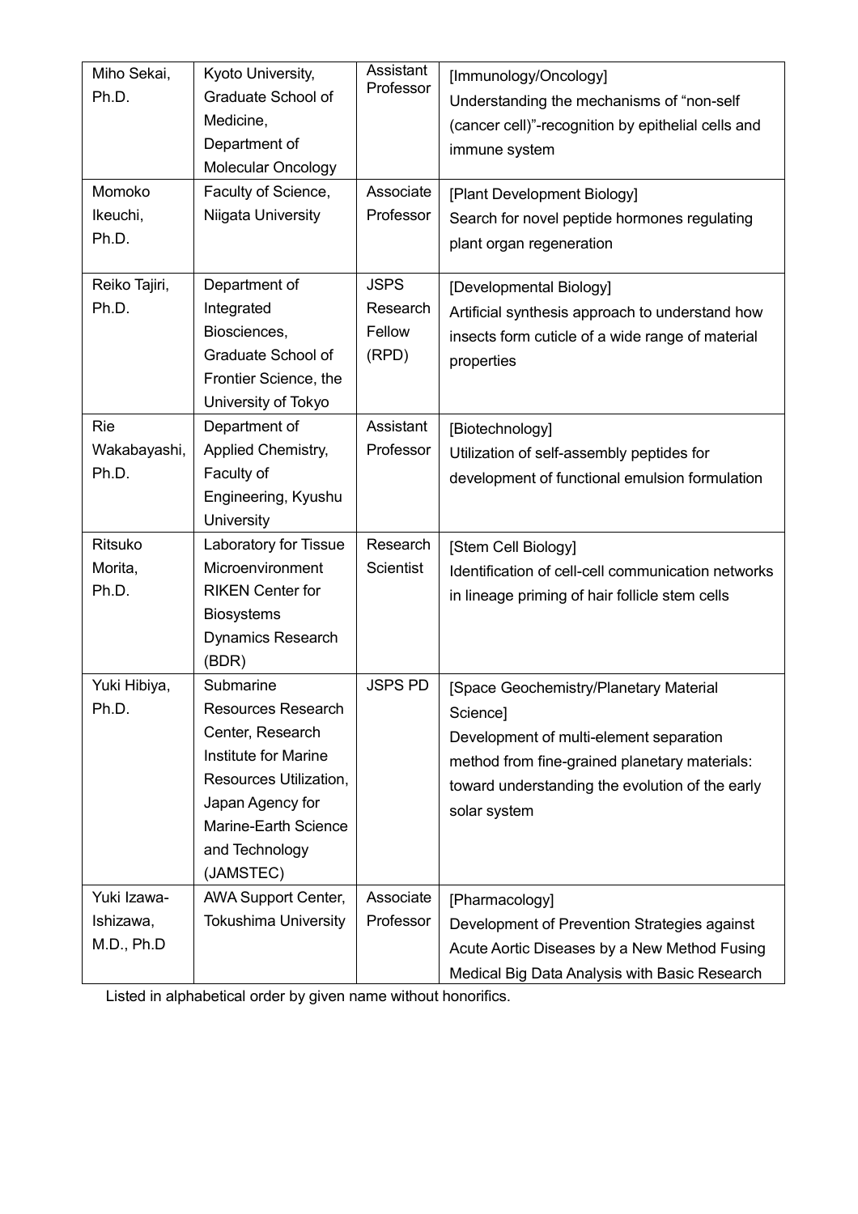| | | | |
|---|---|---|---|
| Miho Sekai, Ph.D. | Kyoto University, Graduate School of Medicine, Department of Molecular Oncology | Assistant Professor | [Immunology/Oncology] Understanding the mechanisms of "non-self (cancer cell)"-recognition by epithelial cells and immune system |
| Momoko Ikeuchi, Ph.D. | Faculty of Science, Niigata University | Associate Professor | [Plant Development Biology] Search for novel peptide hormones regulating plant organ regeneration |
| Reiko Tajiri, Ph.D. | Department of Integrated Biosciences, Graduate School of Frontier Science, the University of Tokyo | JSPS Research Fellow (RPD) | [Developmental Biology] Artificial synthesis approach to understand how insects form cuticle of a wide range of material properties |
| Rie Wakabayashi, Ph.D. | Department of Applied Chemistry, Faculty of Engineering, Kyushu University | Assistant Professor | [Biotechnology] Utilization of self-assembly peptides for development of functional emulsion formulation |
| Ritsuko Morita, Ph.D. | Laboratory for Tissue Microenvironment RIKEN Center for Biosystems Dynamics Research (BDR) | Research Scientist | [Stem Cell Biology] Identification of cell-cell communication networks in lineage priming of hair follicle stem cells |
| Yuki Hibiya, Ph.D. | Submarine Resources Research Center, Research Institute for Marine Resources Utilization, Japan Agency for Marine-Earth Science and Technology (JAMSTEC) | JSPS PD | [Space Geochemistry/Planetary Material Science] Development of multi-element separation method from fine-grained planetary materials: toward understanding the evolution of the early solar system |
| Yuki Izawa-Ishizawa, M.D., Ph.D | AWA Support Center, Tokushima University | Associate Professor | [Pharmacology] Development of Prevention Strategies against Acute Aortic Diseases by a New Method Fusing Medical Big Data Analysis with Basic Research |

Listed in alphabetical order by given name without honorifics.